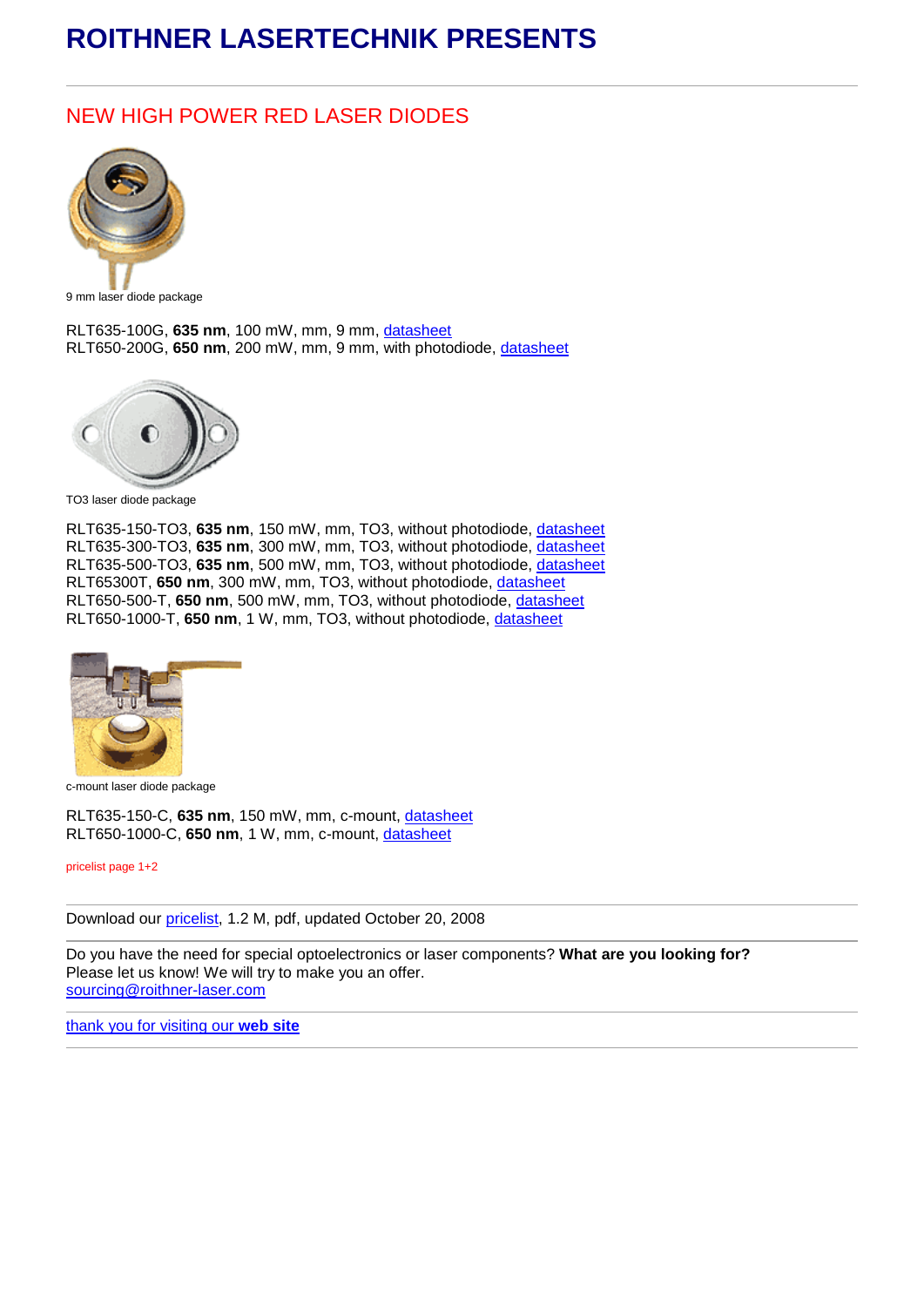# ROITHNER LASERTECHNIK PRESENTS

## NEW HIGH POWER RED LASER DIODES

9 mm laser diode package

RLT635-100G, **635 nm**, 100 mW, mm, 9 mm, datasheet
RLT650-200G, **650 nm**, 200 mW, mm, 9 mm, with photodiode, datasheet

TO3 laser diode package

RLT635-150-TO3, **635 nm**, 150 mW, mm, TO3, without photodiode, datasheet
RLT635-300-TO3, **635 nm**, 300 mW, mm, TO3, without photodiode, datasheet
RLT635-500-TO3, **635 nm**, 500 mW, mm, TO3, without photodiode, datasheet
RLT65300T, **650 nm**, 300 mW, mm, TO3, without photodiode, datasheet
RLT650-500-T, **650 nm**, 500 mW, mm, TO3, without photodiode, datasheet
RLT650-1000-T, **650 nm**, 1 W, mm, TO3, without photodiode, datasheet

c-mount laser diode package

RLT635-150-C, **635 nm**, 150 mW, mm, c-mount, datasheet
RLT650-1000-C, **650 nm**, 1 W, mm, c-mount, datasheet

pricelist page 1+2

---

Download our pricelist, 1.2 M, pdf, updated October 20, 2008

---

Do you have the need for special optoelectronics or laser components? **What are you looking for?**
Please let us know! We will try to make you an offer.
sourcing@roithner-laser.com

---

thank you for visiting our **web site**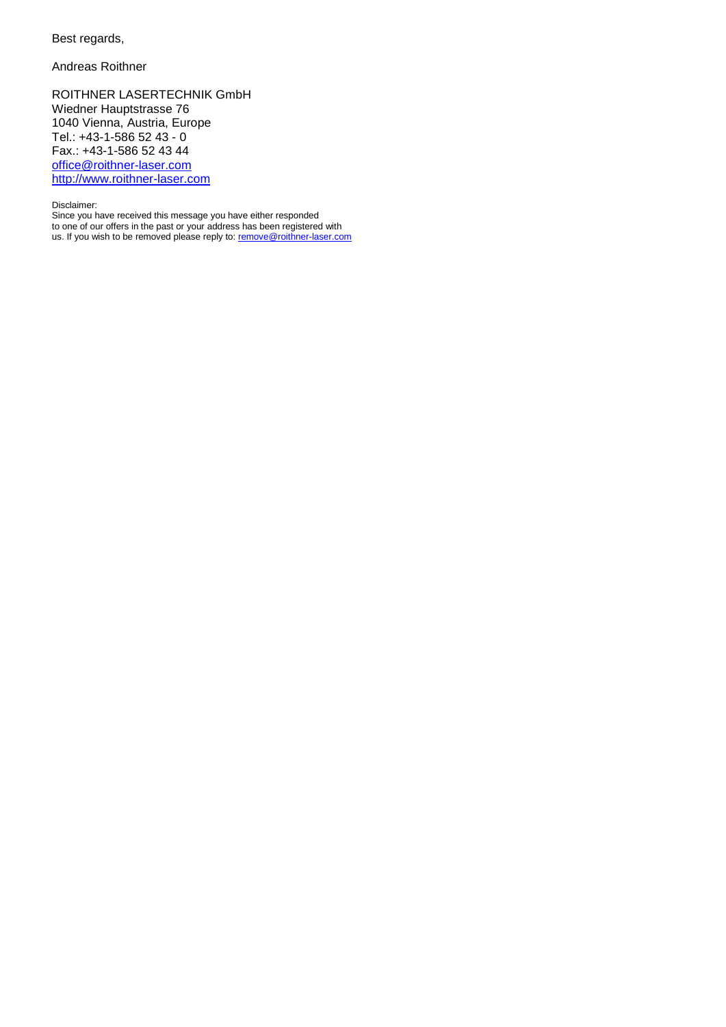Best regards,

Andreas Roithner

ROITHNER LASERTECHNIK GmbH
Wiedner Hauptstrasse 76
1040 Vienna, Austria, Europe
Tel.: +43-1-586 52 43 - 0
Fax.: +43-1-586 52 43 44
office@roithner-laser.com
http://www.roithner-laser.com

Disclaimer:
Since you have received this message you have either responded
to one of our offers in the past or your address has been registered with
us. If you wish to be removed please reply to: remove@roithner-laser.com